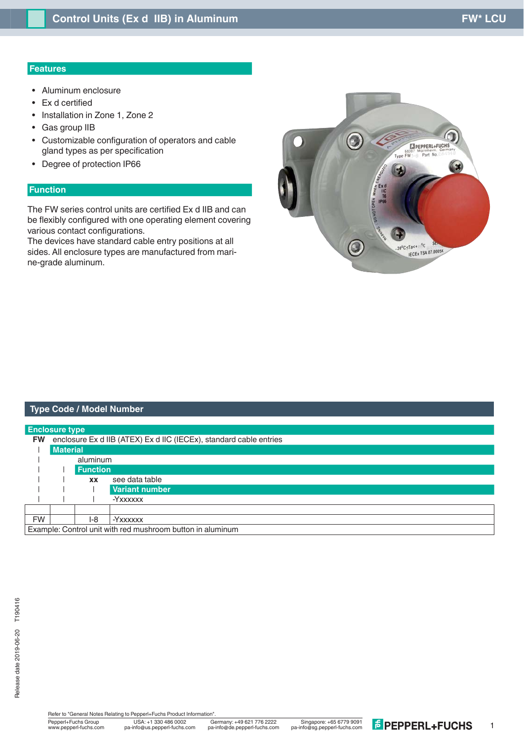# Control Units (Ex d IIB) in Aluminum

FW* LCU

## Features

- Aluminum enclosure
- Ex d certified
- Installation in Zone 1, Zone 2
- Gas group IIB
- Customizable configuration of operators and cable gland types as per specification
- Degree of protection IP66

## Function

The FW series control units are certified Ex d IIB and can be flexibly configured with one operating element covering various contact configurations.
The devices have standard cable entry positions at all sides. All enclosure types are manufactured from marine-grade aluminum.

## Type Code / Model Number

**Enclosure type**

**FW** enclosure Ex d IIB (ATEX) Ex d IIC (IECEx), standard cable entries

**Material**

aluminum

**Function**

**xx** see data table

**Variant number**

-Yxxxxxx

| FW |  | I-8 | -Yxxxxxx |
|---|---|---|---|
| Example: Control unit with red mushroom button in aluminum | | | |

Release date 2019-06-20 T190416

Refer to "General Notes Relating to Pepperl+Fuchs Product Information".
Pepperl+Fuchs Group www.pepperl-fuchs.com | USA: +1 330 486 0002 pa-info@us.pepperl-fuchs.com | Germany: +49 621 776 2222 pa-info@de.pepperl-fuchs.com | Singapore: +65 6779 9091 pa-info@sg.pepperl-fuchs.com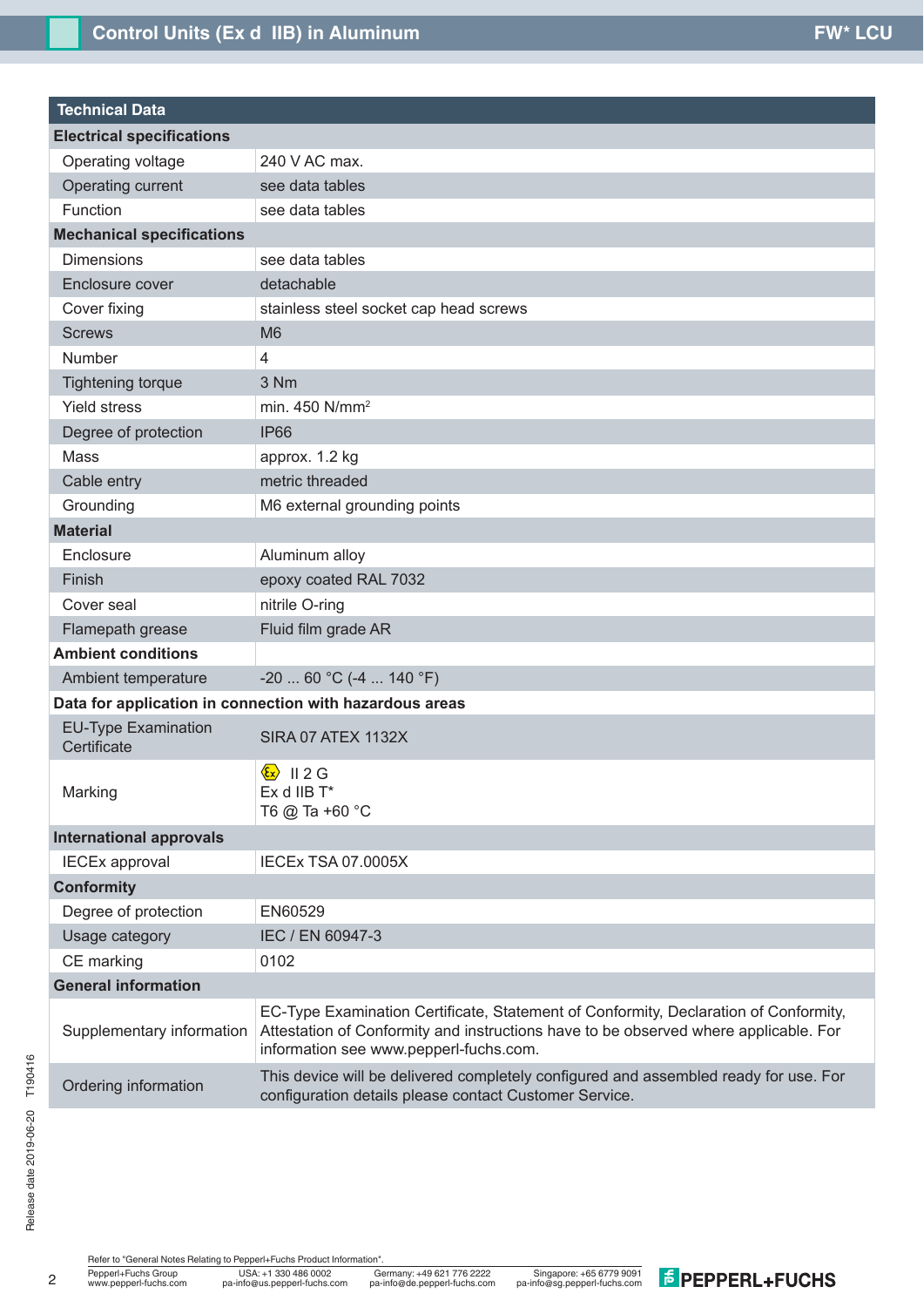## Technical Data

| | |
|---|---|
| **Electrical specifications** | |
| Operating voltage | 240 V AC max. |
| Operating current | see data tables |
| Function | see data tables |
| **Mechanical specifications** | |
| Dimensions | see data tables |
| Enclosure cover | detachable |
| Cover fixing | stainless steel socket cap head screws |
| Screws | M6 |
| Number | 4 |
| Tightening torque | 3 Nm |
| Yield stress | min. 450 N/mm$^2$ |
| Degree of protection | IP66 |
| Mass | approx. 1.2 kg |
| Cable entry | metric threaded |
| Grounding | M6 external grounding points |
| **Material** | |
| Enclosure | Aluminum alloy |
| Finish | epoxy coated RAL 7032 |
| Cover seal | nitrile O-ring |
| Flamepath grease | Fluid film grade AR |
| **Ambient conditions** | |
| Ambient temperature | -20 ... 60 °C (-4 ... 140 °F) |
| **Data for application in connection with hazardous areas** | |
| EU-Type Examination Certificate | SIRA 07 ATEX 1132X |
| Marking | Ex II 2 G<br>Ex d IIB T*<br>T6 @ Ta +60 °C |
| **International approvals** | |
| IECEx approval | IECEx TSA 07.0005X |
| **Conformity** | |
| Degree of protection | EN60529 |
| Usage category | IEC / EN 60947-3 |
| CE marking | 0102 |
| **General information** | |
| Supplementary information | EC-Type Examination Certificate, Statement of Conformity, Declaration of Conformity, Attestation of Conformity and instructions have to be observed where applicable. For information see www.pepperl-fuchs.com. |
| Ordering information | This device will be delivered completely configured and assembled ready for use. For configuration details please contact Customer Service. |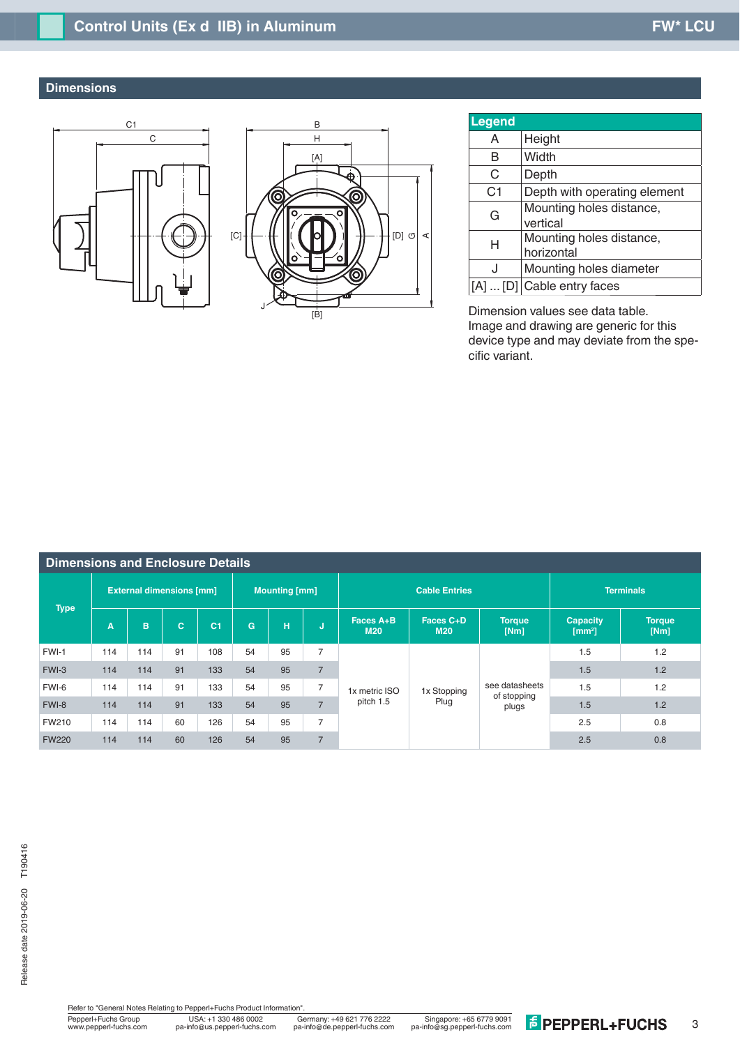## Dimensions

| Legend | |
|---|---|
| A | Height |
| B | Width |
| C | Depth |
| C1 | Depth with operating element |
| G | Mounting holes distance, vertical |
| H | Mounting holes distance, horizontal |
| J | Mounting holes diameter |
| [A] ... [D] | Cable entry faces |

Dimension values see data table.
Image and drawing are generic for this device type and may deviate from the specific variant.

## Dimensions and Enclosure Details

| Type | External dimensions [mm] | | | | Mounting [mm] | | | Cable Entries | | | Terminals | |
|---|---|---|---|---|---|---|---|---|---|---|---|---|
| | A | B | C | C1 | G | H | J | Faces A+B M20 | Faces C+D M20 | Torque [Nm] | Capacity [mm²] | Torque [Nm] |
| FWI-1 | 114 | 114 | 91 | 108 | 54 | 95 | 7 | 1x metric ISO pitch 1.5 | 1x Stopping Plug | see datasheets of stopping plugs | 1.5 | 1.2 |
| FWI-3 | 114 | 114 | 91 | 133 | 54 | 95 | 7 | 1x metric ISO pitch 1.5 | 1x Stopping Plug | see datasheets of stopping plugs | 1.5 | 1.2 |
| FWI-6 | 114 | 114 | 91 | 133 | 54 | 95 | 7 | 1x metric ISO pitch 1.5 | 1x Stopping Plug | see datasheets of stopping plugs | 1.5 | 1.2 |
| FWI-8 | 114 | 114 | 91 | 133 | 54 | 95 | 7 | 1x metric ISO pitch 1.5 | 1x Stopping Plug | see datasheets of stopping plugs | 1.5 | 1.2 |
| FW210 | 114 | 114 | 60 | 126 | 54 | 95 | 7 | 1x metric ISO pitch 1.5 | 1x Stopping Plug | see datasheets of stopping plugs | 2.5 | 0.8 |
| FW220 | 114 | 114 | 60 | 126 | 54 | 95 | 7 | 1x metric ISO pitch 1.5 | 1x Stopping Plug | see datasheets of stopping plugs | 2.5 | 0.8 |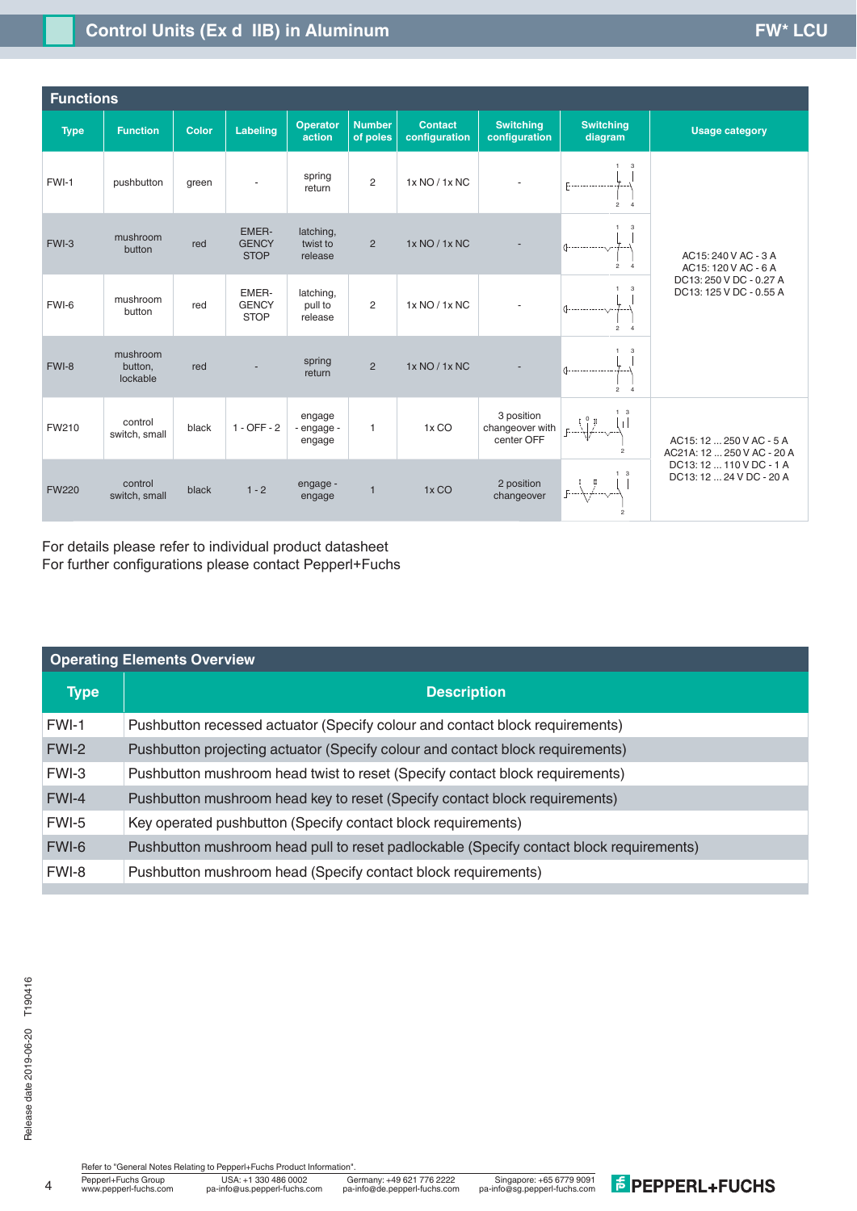## Functions

| Type | Function | Color | Labeling | Operator action | Number of poles | Contact configuration | Switching configuration | Switching diagram | Usage category |
|---|---|---|---|---|---|---|---|---|---|
| FWI-1 | pushbutton | green | - | spring return | 2 | 1x NO / 1x NC | - | | AC15: 240 V AC - 3 A<br>AC15: 120 V AC - 6 A<br>DC13: 250 V DC - 0.27 A<br>DC13: 125 V DC - 0.55 A |
| FWI-3 | mushroom button | red | EMER-GENCY STOP | latching, twist to release | 2 | 1x NO / 1x NC | - | | |
| FWI-6 | mushroom button | red | EMER-GENCY STOP | latching, pull to release | 2 | 1x NO / 1x NC | - | | |
| FWI-8 | mushroom button, lockable | red | - | spring return | 2 | 1x NO / 1x NC | - | | |
| FW210 | control switch, small | black | 1 - OFF - 2 | engage - engage - engage | 1 | 1x CO | 3 position changeover with center OFF | | AC15: 12 ... 250 V AC - 5 A<br>AC21A: 12 ... 250 V AC - 20 A<br>DC13: 12 ... 110 V DC - 1 A<br>DC13: 12 ... 24 V DC - 20 A |
| FW220 | control switch, small | black | 1 - 2 | engage - engage | 1 | 1x CO | 2 position changeover | | |

For details please refer to individual product datasheet
For further configurations please contact Pepperl+Fuchs

## Operating Elements Overview

| Type | Description |
|---|---|
| FWI-1 | Pushbutton recessed actuator (Specify colour and contact block requirements) |
| FWI-2 | Pushbutton projecting actuator (Specify colour and contact block requirements) |
| FWI-3 | Pushbutton mushroom head twist to reset (Specify contact block requirements) |
| FWI-4 | Pushbutton mushroom head key to reset (Specify contact block requirements) |
| FWI-5 | Key operated pushbutton (Specify contact block requirements) |
| FWI-6 | Pushbutton mushroom head pull to reset padlockable (Specify contact block requirements) |
| FWI-8 | Pushbutton mushroom head (Specify contact block requirements) |